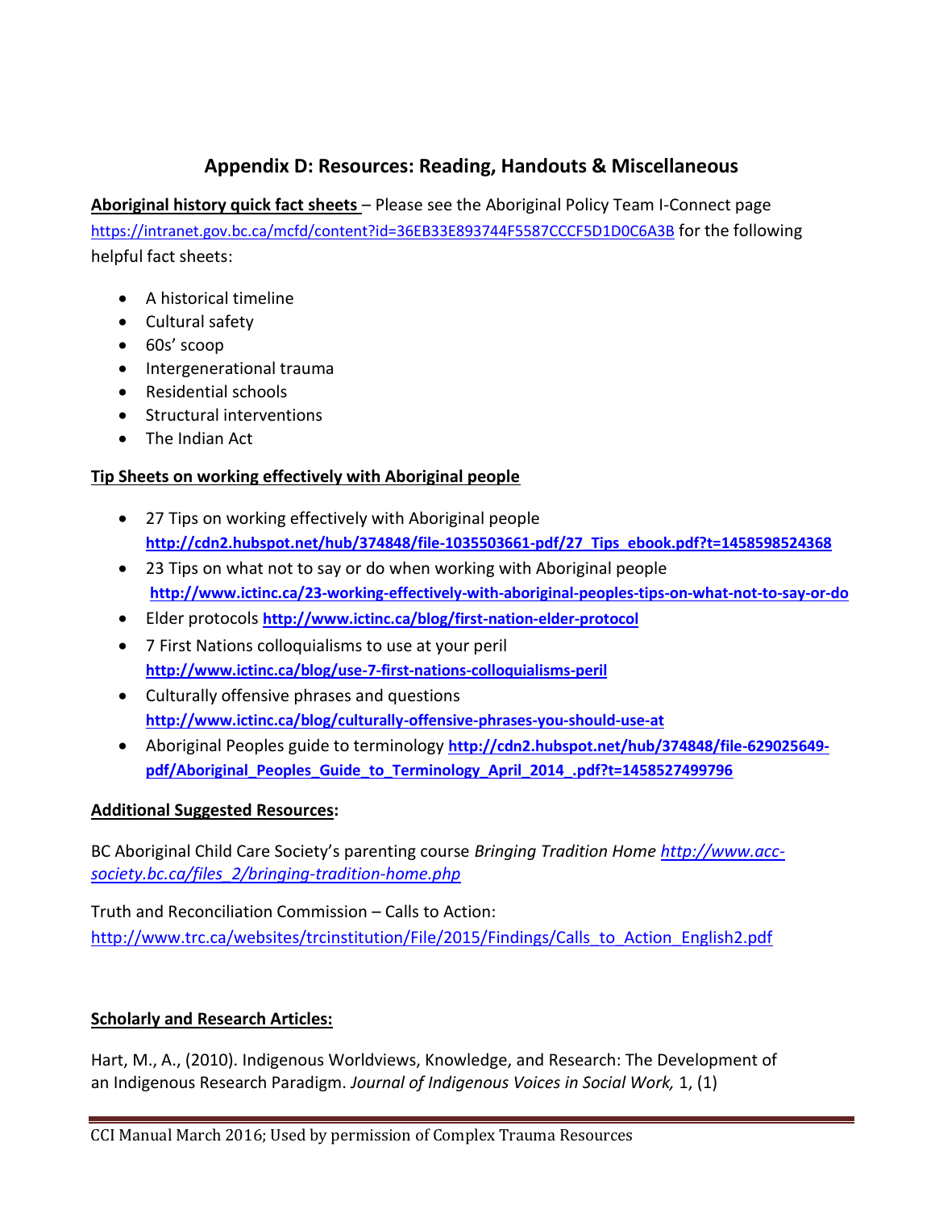## Appendix D: Resources: Reading, Handouts & Miscellaneous

**Aboriginal history quick fact sheets** – Please see the Aboriginal Policy Team I-Connect page https://intranet.gov.bc.ca/mcfd/content?id=36EB33E893744F5587CCCF5D1D0C6A3B for the following helpful fact sheets:

- A historical timeline
- Cultural safety
- 60s' scoop
- Intergenerational trauma
- Residential schools
- Structural interventions
- The Indian Act

**Tip Sheets on working effectively with Aboriginal people**

- 27 Tips on working effectively with Aboriginal people **http://cdn2.hubspot.net/hub/374848/file-1035503661-pdf/27_Tips_ebook.pdf?t=1458598524368**
- 23 Tips on what not to say or do when working with Aboriginal people **http://www.ictinc.ca/23-working-effectively-with-aboriginal-peoples-tips-on-what-not-to-say-or-do**
- Elder protocols **http://www.ictinc.ca/blog/first-nation-elder-protocol**
- 7 First Nations colloquialisms to use at your peril **http://www.ictinc.ca/blog/use-7-first-nations-colloquialisms-peril**
- Culturally offensive phrases and questions **http://www.ictinc.ca/blog/culturally-offensive-phrases-you-should-use-at**
- Aboriginal Peoples guide to terminology **http://cdn2.hubspot.net/hub/374848/file-629025649-pdf/Aboriginal_Peoples_Guide_to_Terminology_April_2014_.pdf?t=1458527499796**

**Additional Suggested Resources:**

BC Aboriginal Child Care Society's parenting course *Bringing Tradition Home* *http://www.acc-society.bc.ca/files_2/bringing-tradition-home.php*

Truth and Reconciliation Commission – Calls to Action: http://www.trc.ca/websites/trcinstitution/File/2015/Findings/Calls_to_Action_English2.pdf

**Scholarly and Research Articles:**

Hart, M., A., (2010). Indigenous Worldviews, Knowledge, and Research: The Development of an Indigenous Research Paradigm. *Journal of Indigenous Voices in Social Work,* 1, (1)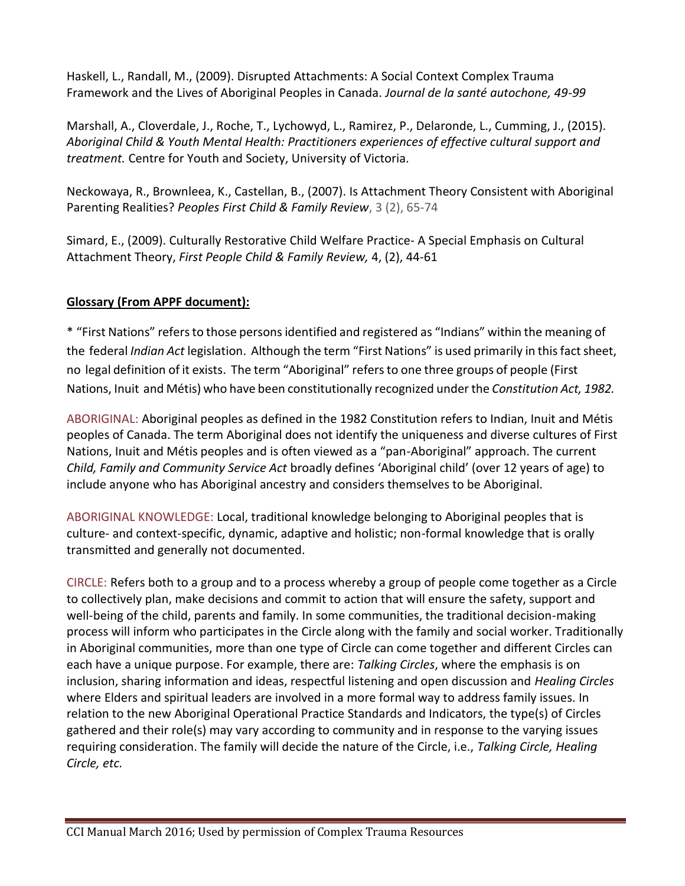Haskell, L., Randall, M., (2009). Disrupted Attachments: A Social Context Complex Trauma Framework and the Lives of Aboriginal Peoples in Canada. *Journal de la santé autochone, 49-99*

Marshall, A., Cloverdale, J., Roche, T., Lychowyd, L., Ramirez, P., Delaronde, L., Cumming, J., (2015). *Aboriginal Child & Youth Mental Health: Practitioners experiences of effective cultural support and treatment.* Centre for Youth and Society, University of Victoria.

Neckowaya, R., Brownleea, K., Castellan, B., (2007). Is Attachment Theory Consistent with Aboriginal Parenting Realities? *Peoples First Child & Family Review*, 3 (2), 65-74

Simard, E., (2009). Culturally Restorative Child Welfare Practice- A Special Emphasis on Cultural Attachment Theory, *First People Child & Family Review,* 4, (2), 44-61

**Glossary (From APPF document):**

* "First Nations" refers to those persons identified and registered as "Indians" within the meaning of the federal *Indian Act* legislation. Although the term "First Nations" is used primarily in this fact sheet, no legal definition of it exists. The term "Aboriginal" refers to one three groups of people (First Nations, Inuit and Métis) who have been constitutionally recognized under the *Constitution Act, 1982.*

ABORIGINAL: Aboriginal peoples as defined in the 1982 Constitution refers to Indian, Inuit and Métis peoples of Canada. The term Aboriginal does not identify the uniqueness and diverse cultures of First Nations, Inuit and Métis peoples and is often viewed as a "pan-Aboriginal" approach. The current *Child, Family and Community Service Act* broadly defines 'Aboriginal child' (over 12 years of age) to include anyone who has Aboriginal ancestry and considers themselves to be Aboriginal.

ABORIGINAL KNOWLEDGE: Local, traditional knowledge belonging to Aboriginal peoples that is culture- and context-specific, dynamic, adaptive and holistic; non-formal knowledge that is orally transmitted and generally not documented.

CIRCLE: Refers both to a group and to a process whereby a group of people come together as a Circle to collectively plan, make decisions and commit to action that will ensure the safety, support and well-being of the child, parents and family. In some communities, the traditional decision-making process will inform who participates in the Circle along with the family and social worker. Traditionally in Aboriginal communities, more than one type of Circle can come together and different Circles can each have a unique purpose. For example, there are: *Talking Circles*, where the emphasis is on inclusion, sharing information and ideas, respectful listening and open discussion and *Healing Circles* where Elders and spiritual leaders are involved in a more formal way to address family issues. In relation to the new Aboriginal Operational Practice Standards and Indicators, the type(s) of Circles gathered and their role(s) may vary according to community and in response to the varying issues requiring consideration. The family will decide the nature of the Circle, i.e., *Talking Circle, Healing Circle, etc.*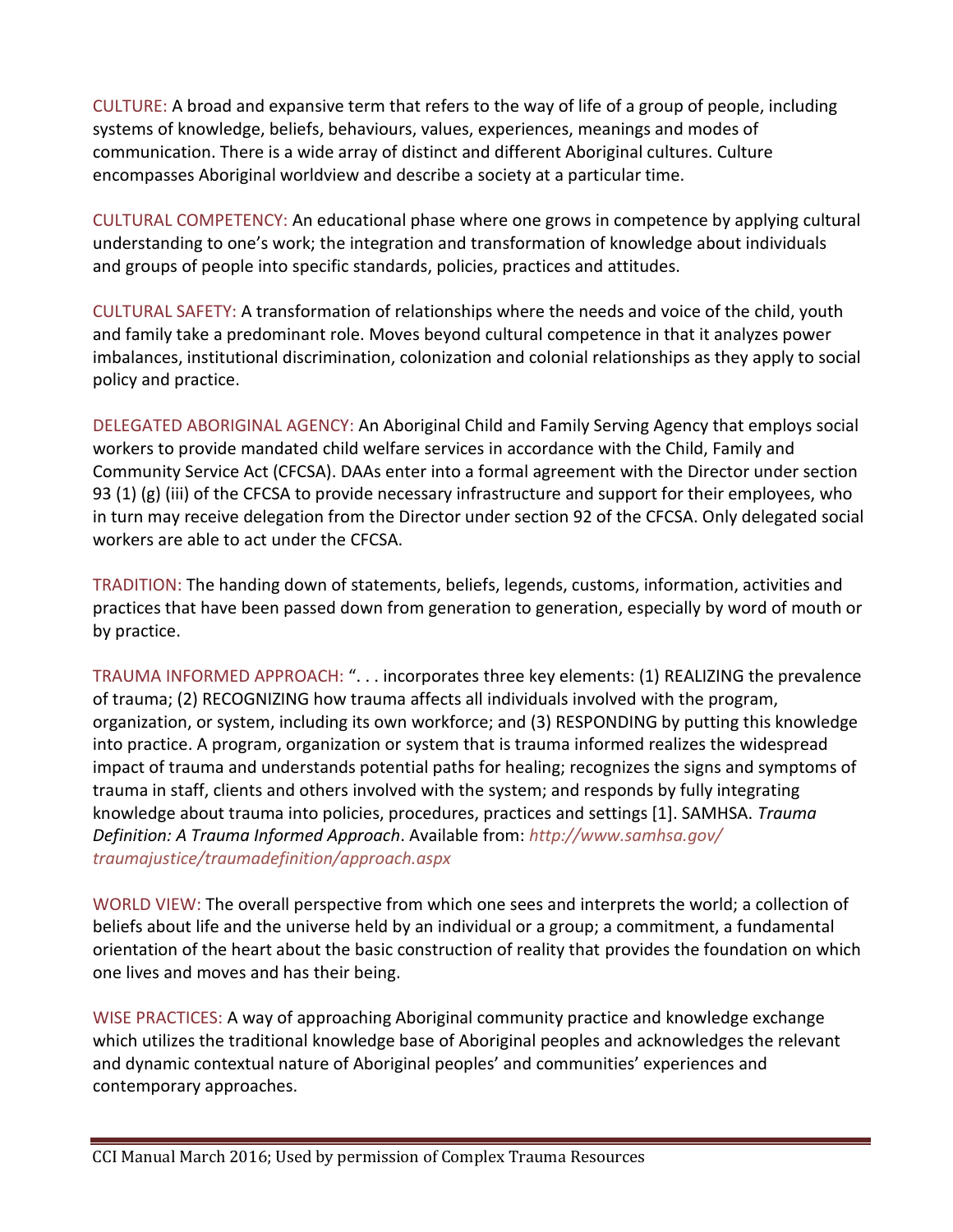CULTURE: A broad and expansive term that refers to the way of life of a group of people, including systems of knowledge, beliefs, behaviours, values, experiences, meanings and modes of communication. There is a wide array of distinct and different Aboriginal cultures. Culture encompasses Aboriginal worldview and describe a society at a particular time.

CULTURAL COMPETENCY: An educational phase where one grows in competence by applying cultural understanding to one's work; the integration and transformation of knowledge about individuals and groups of people into specific standards, policies, practices and attitudes.

CULTURAL SAFETY: A transformation of relationships where the needs and voice of the child, youth and family take a predominant role. Moves beyond cultural competence in that it analyzes power imbalances, institutional discrimination, colonization and colonial relationships as they apply to social policy and practice.

DELEGATED ABORIGINAL AGENCY: An Aboriginal Child and Family Serving Agency that employs social workers to provide mandated child welfare services in accordance with the Child, Family and Community Service Act (CFCSA). DAAs enter into a formal agreement with the Director under section 93 (1) (g) (iii) of the CFCSA to provide necessary infrastructure and support for their employees, who in turn may receive delegation from the Director under section 92 of the CFCSA. Only delegated social workers are able to act under the CFCSA.

TRADITION: The handing down of statements, beliefs, legends, customs, information, activities and practices that have been passed down from generation to generation, especially by word of mouth or by practice.

TRAUMA INFORMED APPROACH: ". . . incorporates three key elements: (1) REALIZING the prevalence of trauma; (2) RECOGNIZING how trauma affects all individuals involved with the program, organization, or system, including its own workforce; and (3) RESPONDING by putting this knowledge into practice. A program, organization or system that is trauma informed realizes the widespread impact of trauma and understands potential paths for healing; recognizes the signs and symptoms of trauma in staff, clients and others involved with the system; and responds by fully integrating knowledge about trauma into policies, procedures, practices and settings [1]. SAMHSA. *Trauma Definition: A Trauma Informed Approach*. Available from: *http://www.samhsa.gov/traumajustice/traumadefinition/approach.aspx*

WORLD VIEW: The overall perspective from which one sees and interprets the world; a collection of beliefs about life and the universe held by an individual or a group; a commitment, a fundamental orientation of the heart about the basic construction of reality that provides the foundation on which one lives and moves and has their being.

WISE PRACTICES: A way of approaching Aboriginal community practice and knowledge exchange which utilizes the traditional knowledge base of Aboriginal peoples and acknowledges the relevant and dynamic contextual nature of Aboriginal peoples' and communities' experiences and contemporary approaches.

CCI Manual March 2016; Used by permission of Complex Trauma Resources